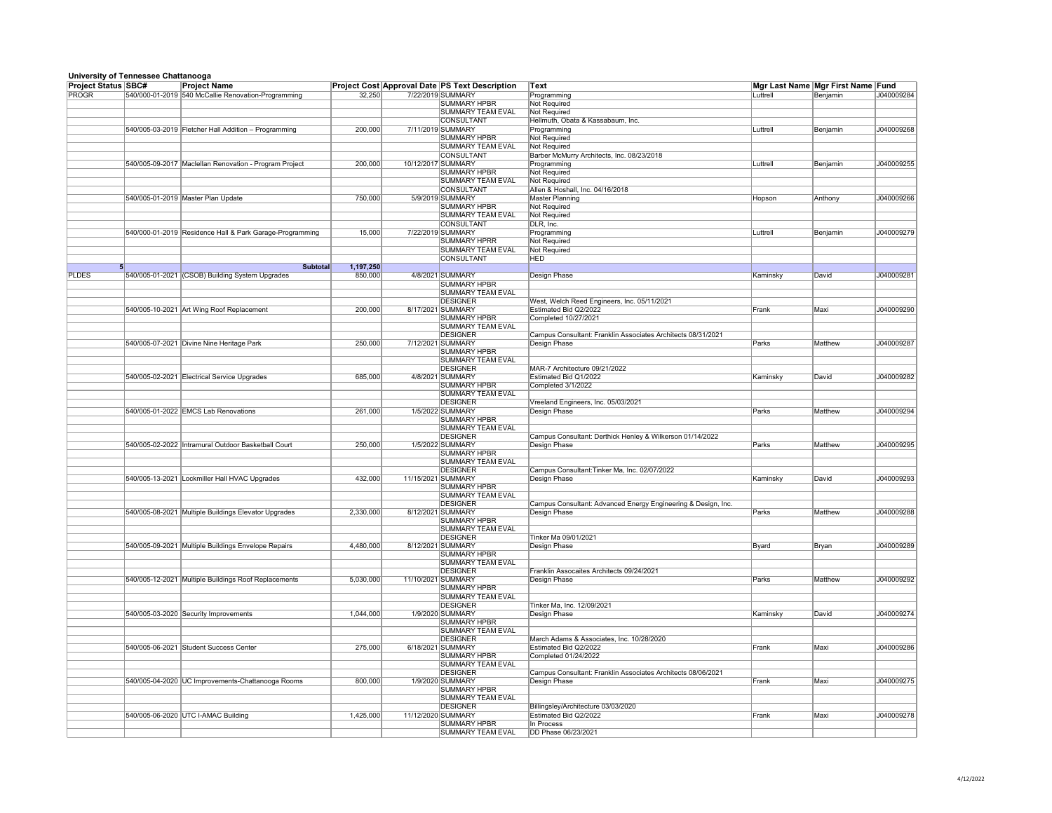**University of Tennessee Chattanooga**

| Project Status | SBC# | Project Name | Project Cost | Approval Date | PS Text Description | Text | Mgr Last Name | Mgr First Name | Fund |
|---|---|---|---|---|---|---|---|---|---|
| PROGR | 540/000-01-2019 | 540 McCallie Renovation-Programming | 32,250 | 7/22/2019 | SUMMARY | Programming | Luttrell | Benjamin | J040009284 |
| | | | | | SUMMARY HPBR | Not Required | | | |
| | | | | | SUMMARY TEAM EVAL | Not Required | | | |
| | | | | | CONSULTANT | Hellmuth, Obata & Kassabaum, Inc. | | | |
| | 540/005-03-2019 | Fletcher Hall Addition – Programming | 200,000 | 7/11/2019 | SUMMARY | Programming | Luttrell | Benjamin | J040009268 |
| | | | | | SUMMARY HPBR | Not Required | | | |
| | | | | | SUMMARY TEAM EVAL | Not Required | | | |
| | | | | | CONSULTANT | Barber McMurry Architects, Inc. 08/23/2018 | | | |
| | 540/005-09-2017 | Maclellan Renovation - Program Project | 200,000 | 10/12/2017 | SUMMARY | Programming | Luttrell | Benjamin | J040009255 |
| | | | | | SUMMARY HPBR | Not Required | | | |
| | | | | | SUMMARY TEAM EVAL | Not Required | | | |
| | | | | | CONSULTANT | Allen & Hoshall, Inc. 04/16/2018 | | | |
| | 540/005-01-2019 | Master Plan Update | 750,000 | 5/9/2019 | SUMMARY | Master Planning | Hopson | Anthony | J040009266 |
| | | | | | SUMMARY HPBR | Not Required | | | |
| | | | | | SUMMARY TEAM EVAL | Not Required | | | |
| | | | | | CONSULTANT | DLR, Inc. | | | |
| | 540/000-01-2019 | Residence Hall & Park Garage-Programming | 15,000 | 7/22/2019 | SUMMARY | Programming | Luttrell | Benjamin | J040009279 |
| | | | | | SUMMARY HPRR | Not Required | | | |
| | | | | | SUMMARY TEAM EVAL | Not Required | | | |
| | | | | | CONSULTANT | HED | | | |
| 5 | | Subtotal | 1,197,250 | | | | | | |
| PLDES | 540/005-01-2021 | (CSOB) Building System Upgrades | 850,000 | 4/8/2021 | SUMMARY | Design Phase | Kaminsky | David | J040009281 |
| | | | | | SUMMARY HPBR | | | | |
| | | | | | SUMMARY TEAM EVAL | | | | |
| | | | | | DESIGNER | West, Welch Reed Engineers, Inc. 05/11/2021 | | | |
| | 540/005-10-2021 | Art Wing Roof Replacement | 200,000 | 8/17/2021 | SUMMARY | Estimated Bid Q2/2022 | Frank | Maxi | J040009290 |
| | | | | | SUMMARY HPBR | Completed 10/27/2021 | | | |
| | | | | | SUMMARY TEAM EVAL | | | | |
| | | | | | DESIGNER | Campus Consultant: Franklin Associates Architects 08/31/2021 | | | |
| | 540/005-07-2021 | Divine Nine Heritage Park | 250,000 | 7/12/2021 | SUMMARY | Design Phase | Parks | Matthew | J040009287 |
| | | | | | SUMMARY HPBR | | | | |
| | | | | | SUMMARY TEAM EVAL | | | | |
| | | | | | DESIGNER | MAR-7 Architecture 09/21/2022 | | | |
| | 540/005-02-2021 | Electrical Service Upgrades | 685,000 | 4/8/2021 | SUMMARY | Estimated Bid Q1/2022 | Kaminsky | David | J040009282 |
| | | | | | SUMMARY HPBR | Completed 3/1/2022 | | | |
| | | | | | SUMMARY TEAM EVAL | | | | |
| | | | | | DESIGNER | Vreeland Engineers, Inc. 05/03/2021 | | | |
| | 540/005-01-2022 | EMCS Lab Renovations | 261,000 | 1/5/2022 | SUMMARY | Design Phase | Parks | Matthew | J040009294 |
| | | | | | SUMMARY HPBR | | | | |
| | | | | | SUMMARY TEAM EVAL | | | | |
| | | | | | DESIGNER | Campus Consultant: Derthick Henley & Wilkerson 01/14/2022 | | | |
| | 540/005-02-2022 | Intramural Outdoor Basketball Court | 250,000 | 1/5/2022 | SUMMARY | Design Phase | Parks | Matthew | J040009295 |
| | | | | | SUMMARY HPBR | | | | |
| | | | | | SUMMARY TEAM EVAL | | | | |
| | | | | | DESIGNER | Campus Consultant:Tinker Ma, Inc. 02/07/2022 | | | |
| | 540/005-13-2021 | Lockmiller Hall HVAC Upgrades | 432,000 | 11/15/2021 | SUMMARY | Design Phase | Kaminsky | David | J040009293 |
| | | | | | SUMMARY HPBR | | | | |
| | | | | | SUMMARY TEAM EVAL | | | | |
| | | | | | DESIGNER | Campus Consultant: Advanced Energy Engineering & Design, Inc. | | | |
| | 540/005-08-2021 | Multiple Buildings Elevator Upgrades | 2,330,000 | 8/12/2021 | SUMMARY | Design Phase | Parks | Matthew | J040009288 |
| | | | | | SUMMARY HPBR | | | | |
| | | | | | SUMMARY TEAM EVAL | | | | |
| | | | | | DESIGNER | Tinker Ma 09/01/2021 | | | |
| | 540/005-09-2021 | Multiple Buildings Envelope Repairs | 4,480,000 | 8/12/2021 | SUMMARY | Design Phase | Byard | Bryan | J040009289 |
| | | | | | SUMMARY HPBR | | | | |
| | | | | | SUMMARY TEAM EVAL | | | | |
| | | | | | DESIGNER | Franklin Assocaites Architects 09/24/2021 | | | |
| | 540/005-12-2021 | Multiple Buildings Roof Replacements | 5,030,000 | 11/10/2021 | SUMMARY | Design Phase | Parks | Matthew | J040009292 |
| | | | | | SUMMARY HPBR | | | | |
| | | | | | SUMMARY TEAM EVAL | | | | |
| | | | | | DESIGNER | Tinker Ma, Inc. 12/09/2021 | | | |
| | 540/005-03-2020 | Security Improvements | 1,044,000 | 1/9/2020 | SUMMARY | Design Phase | Kaminsky | David | J040009274 |
| | | | | | SUMMARY HPBR | | | | |
| | | | | | SUMMARY TEAM EVAL | | | | |
| | | | | | DESIGNER | March Adams & Associates, Inc. 10/28/2020 | | | |
| | 540/005-06-2021 | Student Success Center | 275,000 | 6/18/2021 | SUMMARY | Estimated Bid Q2/2022 | Frank | Maxi | J040009286 |
| | | | | | SUMMARY HPBR | Completed 01/24/2022 | | | |
| | | | | | SUMMARY TEAM EVAL | | | | |
| | | | | | DESIGNER | Campus Consultant: Franklin Associates Architects 08/06/2021 | | | |
| | 540/005-04-2020 | UC Improvements-Chattanooga Rooms | 800,000 | 1/9/2020 | SUMMARY | Design Phase | Frank | Maxi | J040009275 |
| | | | | | SUMMARY HPBR | | | | |
| | | | | | SUMMARY TEAM EVAL | | | | |
| | | | | | DESIGNER | Billingsley/Architecture 03/03/2020 | | | |
| | 540/005-06-2020 | UTC I-AMAC Building | 1,425,000 | 11/12/2020 | SUMMARY | Estimated Bid Q2/2022 | Frank | Maxi | J040009278 |
| | | | | | SUMMARY HPBR | In Process | | | |
| | | | | | SUMMARY TEAM EVAL | DD Phase 06/23/2021 | | | |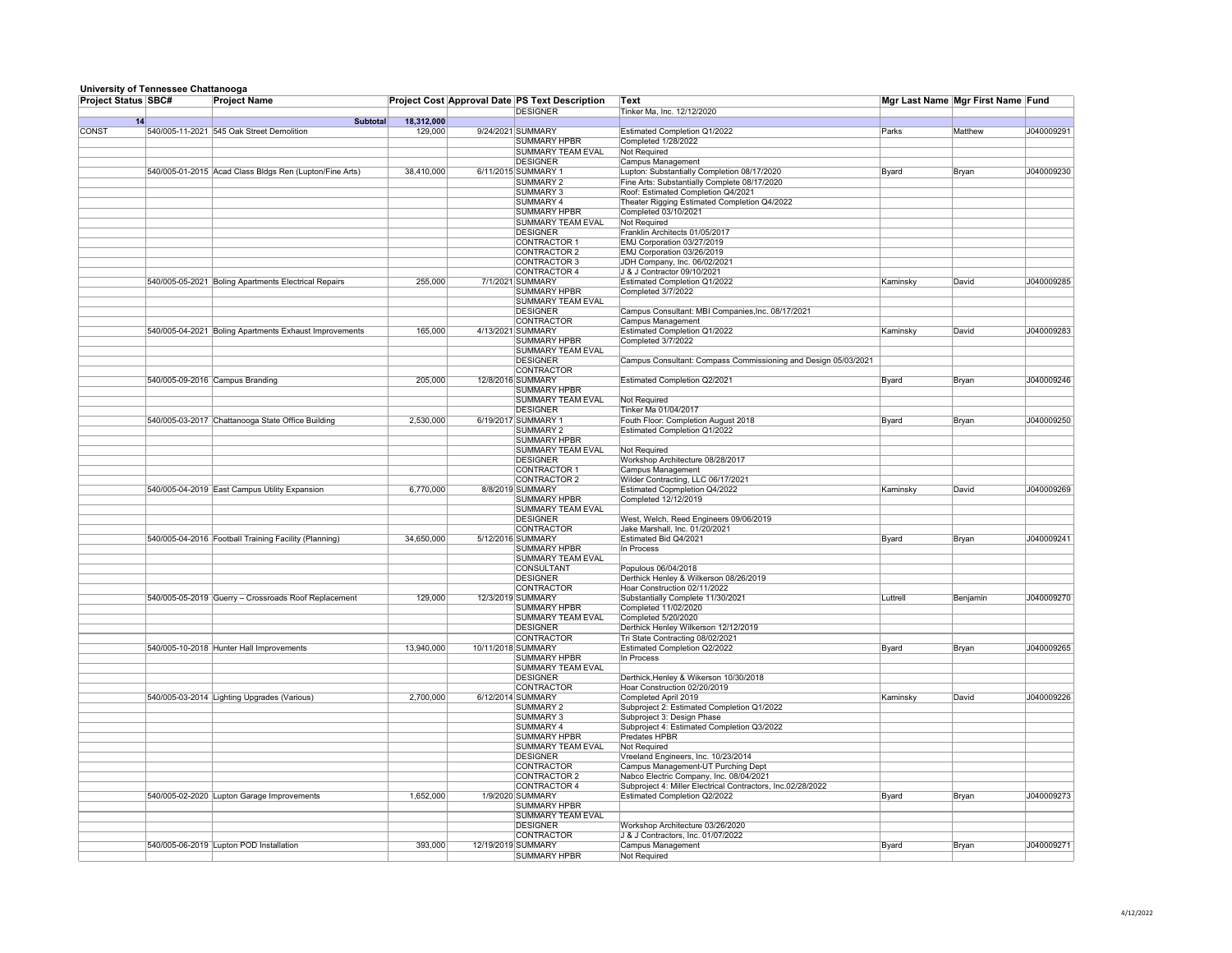**University of Tennessee Chattanooga**

| Project Status | SBC# | Project Name | Project Cost | Approval Date | PS Text Description | Text | Mgr Last Name | Mgr First Name | Fund |
|---|---|---|---|---|---|---|---|---|---|
| | | | | | DESIGNER | Tinker Ma, Inc. 12/12/2020 | | | |
| 14 | | Subtotal | 18,312,000 | | | | | | |
| CONST | 540/005-11-2021 | 545 Oak Street Demolition | 129,000 | 9/24/2021 | SUMMARY | Estimated Completion Q1/2022 | Parks | Matthew | J040009291 |
| | | | | | SUMMARY HPBR | Completed 1/28/2022 | | | |
| | | | | | SUMMARY TEAM EVAL | Not Required | | | |
| | | | | | DESIGNER | Campus Management | | | |
| | 540/005-01-2015 | Acad Class Bldgs Ren (Lupton/Fine Arts) | 38,410,000 | 6/11/2015 | SUMMARY 1 | Lupton: Substantially Completion 08/17/2020 | Byard | Bryan | J040009230 |
| | | | | | SUMMARY 2 | Fine Arts: Substantially Complete 08/17/2020 | | | |
| | | | | | SUMMARY 3 | Roof: Estimated Completion Q4/2021 | | | |
| | | | | | SUMMARY 4 | Theater Rigging Estimated Completion Q4/2022 | | | |
| | | | | | SUMMARY HPBR | Completed 03/10/2021 | | | |
| | | | | | SUMMARY TEAM EVAL | Not Required | | | |
| | | | | | DESIGNER | Franklin Architects 01/05/2017 | | | |
| | | | | | CONTRACTOR 1 | EMJ Corporation 03/27/2019 | | | |
| | | | | | CONTRACTOR 2 | EMJ Corporation 03/26/2019 | | | |
| | | | | | CONTRACTOR 3 | JDH Company, Inc. 06/02/2021 | | | |
| | | | | | CONTRACTOR 4 | J & J Contractor 09/10/2021 | | | |
| | 540/005-05-2021 | Boling Apartments Electrical Repairs | 255,000 | 7/1/2021 | SUMMARY | Estimated Completion Q1/2022 | Kaminsky | David | J040009285 |
| | | | | | SUMMARY HPBR | Completed 3/7/2022 | | | |
| | | | | | SUMMARY TEAM EVAL | | | | |
| | | | | | DESIGNER | Campus Consultant: MBI Companies,Inc. 08/17/2021 | | | |
| | | | | | CONTRACTOR | Campus Management | | | |
| | 540/005-04-2021 | Boling Apartments Exhaust Improvements | 165,000 | 4/13/2021 | SUMMARY | Estimated Completion Q1/2022 | Kaminsky | David | J040009283 |
| | | | | | SUMMARY HPBR | Completed 3/7/2022 | | | |
| | | | | | SUMMARY TEAM EVAL | | | | |
| | | | | | DESIGNER | Campus Consultant: Compass Commissioning and Design 05/03/2021 | | | |
| | | | | | CONTRACTOR | | | | |
| | 540/005-09-2016 | Campus Branding | 205,000 | 12/8/2016 | SUMMARY | Estimated Completion Q2/2021 | Byard | Bryan | J040009246 |
| | | | | | SUMMARY HPBR | | | | |
| | | | | | SUMMARY TEAM EVAL | Not Required | | | |
| | | | | | DESIGNER | Tinker Ma 01/04/2017 | | | |
| | 540/005-03-2017 | Chattanooga State Office Building | 2,530,000 | 6/19/2017 | SUMMARY 1 | Fouth Floor: Completion August 2018 | Byard | Bryan | J040009250 |
| | | | | | SUMMARY 2 | Estimated Completion Q1/2022 | | | |
| | | | | | SUMMARY HPBR | | | | |
| | | | | | SUMMARY TEAM EVAL | Not Required | | | |
| | | | | | DESIGNER | Workshop Architecture 08/28/2017 | | | |
| | | | | | CONTRACTOR 1 | Campus Management | | | |
| | | | | | CONTRACTOR 2 | Wilder Contracting, LLC 06/17/2021 | | | |
| | 540/005-04-2019 | East Campus Utility Expansion | 6,770,000 | 8/8/2019 | SUMMARY | Estimated Copmpletion Q4/2022 | Kaminsky | David | J040009269 |
| | | | | | SUMMARY HPBR | Completed 12/12/2019 | | | |
| | | | | | SUMMARY TEAM EVAL | | | | |
| | | | | | DESIGNER | West, Welch, Reed Engineers 09/06/2019 | | | |
| | | | | | CONTRACTOR | Jake Marshall, Inc. 01/20/2021 | | | |
| | 540/005-04-2016 | Football Training Facility (Planning) | 34,650,000 | 5/12/2016 | SUMMARY | Estimated Bid Q4/2021 | Byard | Bryan | J040009241 |
| | | | | | SUMMARY HPBR | In Process | | | |
| | | | | | SUMMARY TEAM EVAL | | | | |
| | | | | | CONSULTANT | Populous 06/04/2018 | | | |
| | | | | | DESIGNER | Derthick Henley & Wilkerson 08/26/2019 | | | |
| | | | | | CONTRACTOR | Hoar Construction 02/11/2022 | | | |
| | 540/005-05-2019 | Guerry – Crossroads Roof Replacement | 129,000 | 12/3/2019 | SUMMARY | Substantially Complete 11/30/2021 | Luttrell | Benjamin | J040009270 |
| | | | | | SUMMARY HPBR | Completed 11/02/2020 | | | |
| | | | | | SUMMARY TEAM EVAL | Completed 5/20/2020 | | | |
| | | | | | DESIGNER | Derthick Henley Wilkerson 12/12/2019 | | | |
| | | | | | CONTRACTOR | Tri State Contracting 08/02/2021 | | | |
| | 540/005-10-2018 | Hunter Hall Improvements | 13,940,000 | 10/11/2018 | SUMMARY | Estimated Completion Q2/2022 | Byard | Bryan | J040009265 |
| | | | | | SUMMARY HPBR | In Process | | | |
| | | | | | SUMMARY TEAM EVAL | | | | |
| | | | | | DESIGNER | Derthick,Henley & Wikerson 10/30/2018 | | | |
| | | | | | CONTRACTOR | Hoar Construction 02/20/2019 | | | |
| | 540/005-03-2014 | Lighting Upgrades (Various) | 2,700,000 | 6/12/2014 | SUMMARY | Completed April 2019 | Kaminsky | David | J040009226 |
| | | | | | SUMMARY 2 | Subproject 2: Estimated Completion Q1/2022 | | | |
| | | | | | SUMMARY 3 | Subproject 3: Design Phase | | | |
| | | | | | SUMMARY 4 | Subproject 4: Estimated Completion Q3/2022 | | | |
| | | | | | SUMMARY HPBR | Predates HPBR | | | |
| | | | | | SUMMARY TEAM EVAL | Not Required | | | |
| | | | | | DESIGNER | Vreeland Engineers, Inc. 10/23/2014 | | | |
| | | | | | CONTRACTOR | Campus Management-UT Purching Dept | | | |
| | | | | | CONTRACTOR 2 | Nabco Electric Company, Inc. 08/04/2021 | | | |
| | | | | | CONTRACTOR 4 | Subproject 4: Miller Electrical Contractors, Inc.02/28/2022 | | | |
| | 540/005-02-2020 | Lupton Garage Improvements | 1,652,000 | 1/9/2020 | SUMMARY | Estimated Completion Q2/2022 | Byard | Bryan | J040009273 |
| | | | | | SUMMARY HPBR | | | | |
| | | | | | SUMMARY TEAM EVAL | | | | |
| | | | | | DESIGNER | Workshop Architecture 03/26/2020 | | | |
| | | | | | CONTRACTOR | J & J Contractors, Inc. 01/07/2022 | | | |
| | 540/005-06-2019 | Lupton POD Installation | 393,000 | 12/19/2019 | SUMMARY | Campus Management | Byard | Bryan | J040009271 |
| | | | | | SUMMARY HPBR | Not Required | | | |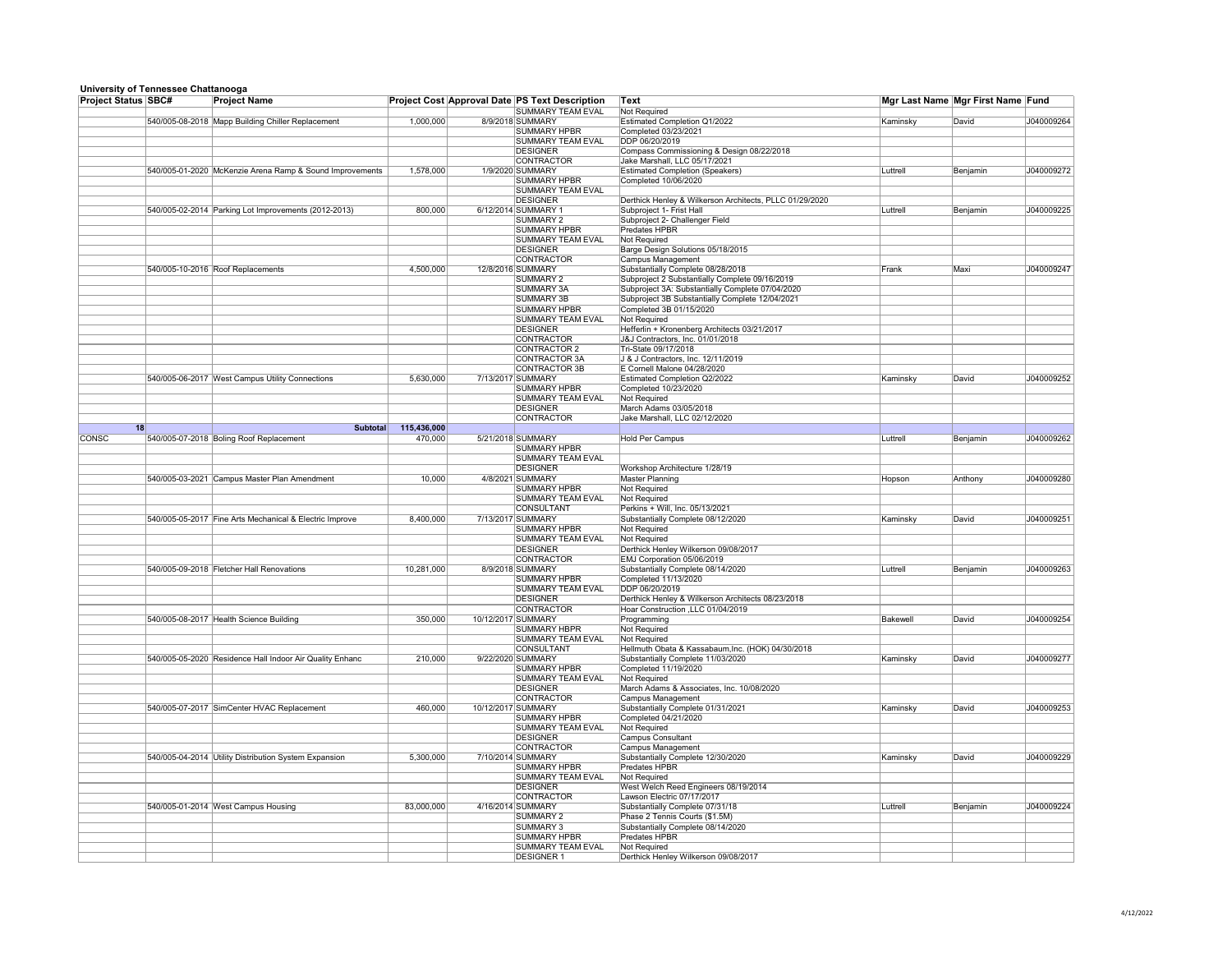**University of Tennessee Chattanooga**

| Project Status | SBC# | Project Name | Project Cost | Approval Date | PS Text Description | Text | Mgr Last Name | Mgr First Name | Fund |
|---|---|---|---|---|---|---|---|---|---|
| | | | | | SUMMARY TEAM EVAL | Not Required | | | |
| | 540/005-08-2018 | Mapp Building Chiller Replacement | 1,000,000 | 8/9/2018 | SUMMARY | Estimated Completion Q1/2022 | Kaminsky | David | J040009264 |
| | | | | | SUMMARY HPBR | Completed 03/23/2021 | | | |
| | | | | | SUMMARY TEAM EVAL | DDP 06/20/2019 | | | |
| | | | | | DESIGNER | Compass Commissioning & Design 08/22/2018 | | | |
| | | | | | CONTRACTOR | Jake Marshall, LLC 05/17/2021 | | | |
| | 540/005-01-2020 | McKenzie Arena Ramp & Sound Improvements | 1,578,000 | 1/9/2020 | SUMMARY | Estimated Completion (Speakers) | Luttrell | Benjamin | J040009272 |
| | | | | | SUMMARY HPBR | Completed 10/06/2020 | | | |
| | | | | | SUMMARY TEAM EVAL | | | | |
| | | | | | DESIGNER | Derthick Henley & Wilkerson Architects, PLLC 01/29/2020 | | | |
| | 540/005-02-2014 | Parking Lot Improvements (2012-2013) | 800,000 | 6/12/2014 | SUMMARY 1 | Subproject 1- Frist Hall | Luttrell | Benjamin | J040009225 |
| | | | | | SUMMARY 2 | Subproject 2- Challenger Field | | | |
| | | | | | SUMMARY HPBR | Predates HPBR | | | |
| | | | | | SUMMARY TEAM EVAL | Not Required | | | |
| | | | | | DESIGNER | Barge Design Solutions 05/18/2015 | | | |
| | | | | | CONTRACTOR | Campus Management | | | |
| | 540/005-10-2016 | Roof Replacements | 4,500,000 | 12/8/2016 | SUMMARY | Substantially Complete 08/28/2018 | Frank | Maxi | J040009247 |
| | | | | | SUMMARY 2 | Subproject 2 Substantially Complete 09/16/2019 | | | |
| | | | | | SUMMARY 3A | Subproject 3A: Substantially Complete 07/04/2020 | | | |
| | | | | | SUMMARY 3B | Subproject 3B Substantially Complete 12/04/2021 | | | |
| | | | | | SUMMARY HPBR | Completed 3B 01/15/2020 | | | |
| | | | | | SUMMARY TEAM EVAL | Not Required | | | |
| | | | | | DESIGNER | Hefferlin + Kronenberg Architects 03/21/2017 | | | |
| | | | | | CONTRACTOR | J&J Contractors, Inc. 01/01/2018 | | | |
| | | | | | CONTRACTOR 2 | Tri-State 09/17/2018 | | | |
| | | | | | CONTRACTOR 3A | J & J Contractors, Inc. 12/11/2019 | | | |
| | | | | | CONTRACTOR 3B | E Cornell Malone 04/28/2020 | | | |
| | 540/005-06-2017 | West Campus Utility Connections | 5,630,000 | 7/13/2017 | SUMMARY | Estimated Completion Q2/2022 | Kaminsky | David | J040009252 |
| | | | | | SUMMARY HPBR | Completed 10/23/2020 | | | |
| | | | | | SUMMARY TEAM EVAL | Not Required | | | |
| | | | | | DESIGNER | March Adams 03/05/2018 | | | |
| | | | | | CONTRACTOR | Jake Marshall, LLC 02/12/2020 | | | |
| 18 | | Subtotal | 115,436,000 | | | | | | |
| CONSC | 540/005-07-2018 | Boling Roof Replacement | 470,000 | 5/21/2018 | SUMMARY | Hold Per Campus | Luttrell | Benjamin | J040009262 |
| | | | | | SUMMARY HPBR | | | | |
| | | | | | SUMMARY TEAM EVAL | | | | |
| | | | | | DESIGNER | Workshop Architecture 1/28/19 | | | |
| | 540/005-03-2021 | Campus Master Plan Amendment | 10,000 | 4/8/2021 | SUMMARY | Master Planning | Hopson | Anthony | J040009280 |
| | | | | | SUMMARY HPBR | Not Required | | | |
| | | | | | SUMMARY TEAM EVAL | Not Required | | | |
| | | | | | CONSULTANT | Perkins + Will, Inc. 05/13/2021 | | | |
| | 540/005-05-2017 | Fine Arts Mechanical & Electric Improve | 8,400,000 | 7/13/2017 | SUMMARY | Substantially Complete 08/12/2020 | Kaminsky | David | J040009251 |
| | | | | | SUMMARY HPBR | Not Required | | | |
| | | | | | SUMMARY TEAM EVAL | Not Required | | | |
| | | | | | DESIGNER | Derthick Henley Wilkerson 09/08/2017 | | | |
| | | | | | CONTRACTOR | EMJ Corporation 05/06/2019 | | | |
| | 540/005-09-2018 | Fletcher Hall Renovations | 10,281,000 | 8/9/2018 | SUMMARY | Substantially Complete 08/14/2020 | Luttrell | Benjamin | J040009263 |
| | | | | | SUMMARY HPBR | Completed 11/13/2020 | | | |
| | | | | | SUMMARY TEAM EVAL | DDP 06/20/2019 | | | |
| | | | | | DESIGNER | Derthick Henley & Wilkerson Architects 08/23/2018 | | | |
| | | | | | CONTRACTOR | Hoar Construction ,LLC 01/04/2019 | | | |
| | 540/005-08-2017 | Health Science Building | 350,000 | 10/12/2017 | SUMMARY | Programming | Bakewell | David | J040009254 |
| | | | | | SUMMARY HBPR | Not Required | | | |
| | | | | | SUMMARY TEAM EVAL | Not Required | | | |
| | | | | | CONSULTANT | Hellmuth Obata & Kassabaum,Inc. (HOK) 04/30/2018 | | | |
| | 540/005-05-2020 | Residence Hall Indoor Air Quality Enhanc | 210,000 | 9/22/2020 | SUMMARY | Substantially Complete 11/03/2020 | Kaminsky | David | J040009277 |
| | | | | | SUMMARY HPBR | Completed 11/19/2020 | | | |
| | | | | | SUMMARY TEAM EVAL | Not Required | | | |
| | | | | | DESIGNER | March Adams & Associates, Inc. 10/08/2020 | | | |
| | | | | | CONTRACTOR | Campus Management | | | |
| | 540/005-07-2017 | SimCenter HVAC Replacement | 460,000 | 10/12/2017 | SUMMARY | Substantially Complete 01/31/2021 | Kaminsky | David | J040009253 |
| | | | | | SUMMARY HPBR | Completed 04/21/2020 | | | |
| | | | | | SUMMARY TEAM EVAL | Not Required | | | |
| | | | | | DESIGNER | Campus Consultant | | | |
| | | | | | CONTRACTOR | Campus Management | | | |
| | 540/005-04-2014 | Utility Distribution System Expansion | 5,300,000 | 7/10/2014 | SUMMARY | Substantially Complete 12/30/2020 | Kaminsky | David | J040009229 |
| | | | | | SUMMARY HPBR | Predates HPBR | | | |
| | | | | | SUMMARY TEAM EVAL | Not Required | | | |
| | | | | | DESIGNER | West Welch Reed Engineers 08/19/2014 | | | |
| | | | | | CONTRACTOR | Lawson Electric 07/17/2017 | | | |
| | 540/005-01-2014 | West Campus Housing | 83,000,000 | 4/16/2014 | SUMMARY | Substantially Complete 07/31/18 | Luttrell | Benjamin | J040009224 |
| | | | | | SUMMARY 2 | Phase 2 Tennis Courts ($1.5M) | | | |
| | | | | | SUMMARY 3 | Substantially Complete 08/14/2020 | | | |
| | | | | | SUMMARY HPBR | Predates HPBR | | | |
| | | | | | SUMMARY TEAM EVAL | Not Required | | | |
| | | | | | DESIGNER 1 | Derthick Henley Wilkerson 09/08/2017 | | | |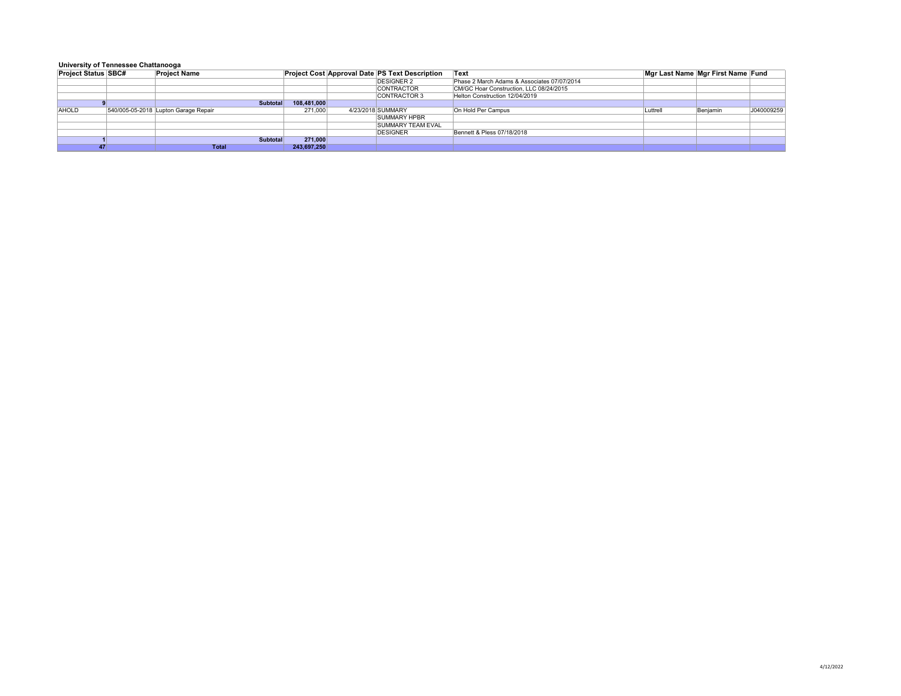**University of Tennessee Chattanooga**

| Project Status | SBC# | Project Name | Project Cost | Approval Date | PS Text Description | Text | Mgr Last Name | Mgr First Name | Fund |
|---|---|---|---|---|---|---|---|---|---|
| | | | | | DESIGNER 2 | Phase 2 March Adams & Associates 07/07/2014 | | | |
| | | | | | CONTRACTOR | CM/GC Hoar Construction, LLC 08/24/2015 | | | |
| | | | | | CONTRACTOR 3 | Helton Construction 12/04/2019 | | | |
| **9** | | **Subtotal** | **108,481,000** | | | | | | |
| AHOLD | 540/005-05-2018 | Lupton Garage Repair | 271,000 | 4/23/2018 | SUMMARY | On Hold Per Campus | Luttrell | Benjamin | J040009259 |
| | | | | | SUMMARY HPBR | | | | |
| | | | | | SUMMARY TEAM EVAL | | | | |
| | | | | | DESIGNER | Bennett & Pless 07/18/2018 | | | |
| **1** | | **Subtotal** | **271,000** | | | | | | |
| **47** | | **Total** | **243,697,250** | | | | | | |

4/12/2022